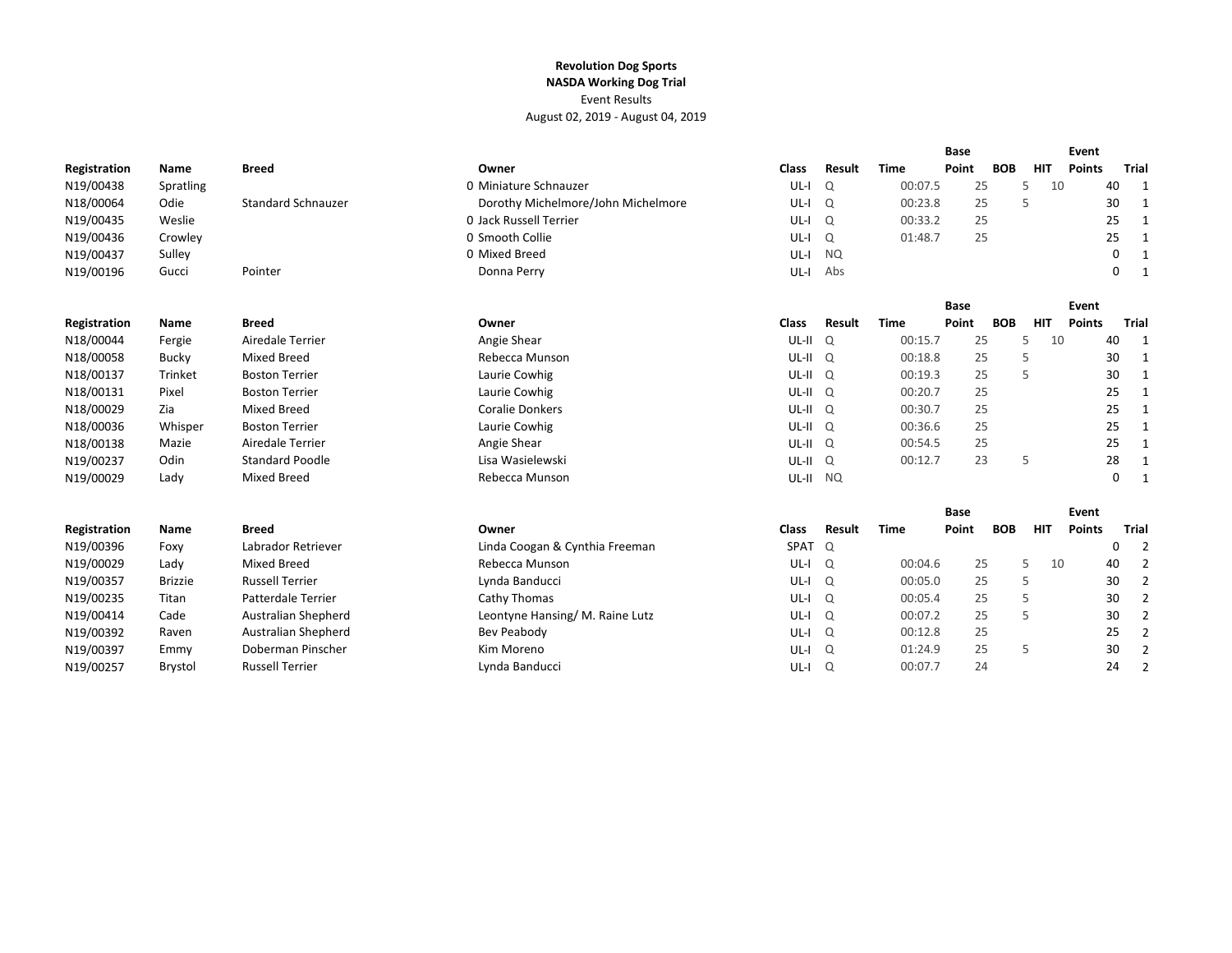**Revolution Dog Sports**

**NASDA Working Dog Trial**

Event Results

August 02, 2019 - August 04, 2019

| Registration | Name | Breed | Owner | Class | Result | Time | Base Point | BOB | HIT | Event Points | Trial |
|---|---|---|---|---|---|---|---|---|---|---|---|
| N19/00438 | Spratling | | 0 Miniature Schnauzer | UL-I | Q | 00:07.5 | 25 | 5 | 10 | 40 | 1 |
| N18/00064 | Odie | Standard Schnauzer | Dorothy Michelmore/John Michelmore | UL-I | Q | 00:23.8 | 25 | 5 | | 30 | 1 |
| N19/00435 | Weslie | | 0 Jack Russell Terrier | UL-I | Q | 00:33.2 | 25 | | | 25 | 1 |
| N19/00436 | Crowley | | 0 Smooth Collie | UL-I | Q | 01:48.7 | 25 | | | 25 | 1 |
| N19/00437 | Sulley | | 0 Mixed Breed | UL-I | NQ | | | | | 0 | 1 |
| N19/00196 | Gucci | Pointer | Donna Perry | UL-I | Abs | | | | | 0 | 1 |

| Registration | Name | Breed | Owner | Class | Result | Time | Base Point | BOB | HIT | Event Points | Trial |
|---|---|---|---|---|---|---|---|---|---|---|---|
| N18/00044 | Fergie | Airedale Terrier | Angie Shear | UL-II | Q | 00:15.7 | 25 | 5 | 10 | 40 | 1 |
| N18/00058 | Bucky | Mixed Breed | Rebecca Munson | UL-II | Q | 00:18.8 | 25 | 5 | | 30 | 1 |
| N18/00137 | Trinket | Boston Terrier | Laurie Cowhig | UL-II | Q | 00:19.3 | 25 | 5 | | 30 | 1 |
| N18/00131 | Pixel | Boston Terrier | Laurie Cowhig | UL-II | Q | 00:20.7 | 25 | | | 25 | 1 |
| N18/00029 | Zia | Mixed Breed | Coralie Donkers | UL-II | Q | 00:30.7 | 25 | | | 25 | 1 |
| N18/00036 | Whisper | Boston Terrier | Laurie Cowhig | UL-II | Q | 00:36.6 | 25 | | | 25 | 1 |
| N18/00138 | Mazie | Airedale Terrier | Angie Shear | UL-II | Q | 00:54.5 | 25 | | | 25 | 1 |
| N19/00237 | Odin | Standard Poodle | Lisa Wasielewski | UL-II | Q | 00:12.7 | 23 | 5 | | 28 | 1 |
| N19/00029 | Lady | Mixed Breed | Rebecca Munson | UL-II | NQ | | | | | 0 | 1 |

| Registration | Name | Breed | Owner | Class | Result | Time | Base Point | BOB | HIT | Event Points | Trial |
|---|---|---|---|---|---|---|---|---|---|---|---|
| N19/00396 | Foxy | Labrador Retriever | Linda Coogan & Cynthia Freeman | SPAT | Q | | | | | 0 | 2 |
| N19/00029 | Lady | Mixed Breed | Rebecca Munson | UL-I | Q | 00:04.6 | 25 | 5 | 10 | 40 | 2 |
| N19/00357 | Brizzie | Russell Terrier | Lynda Banducci | UL-I | Q | 00:05.0 | 25 | 5 | | 30 | 2 |
| N19/00235 | Titan | Patterdale Terrier | Cathy Thomas | UL-I | Q | 00:05.4 | 25 | 5 | | 30 | 2 |
| N19/00414 | Cade | Australian Shepherd | Leontyne Hansing/ M. Raine Lutz | UL-I | Q | 00:07.2 | 25 | 5 | | 30 | 2 |
| N19/00392 | Raven | Australian Shepherd | Bev Peabody | UL-I | Q | 00:12.8 | 25 | | | 25 | 2 |
| N19/00397 | Emmy | Doberman Pinscher | Kim Moreno | UL-I | Q | 01:24.9 | 25 | 5 | | 30 | 2 |
| N19/00257 | Brystol | Russell Terrier | Lynda Banducci | UL-I | Q | 00:07.7 | 24 | | | 24 | 2 |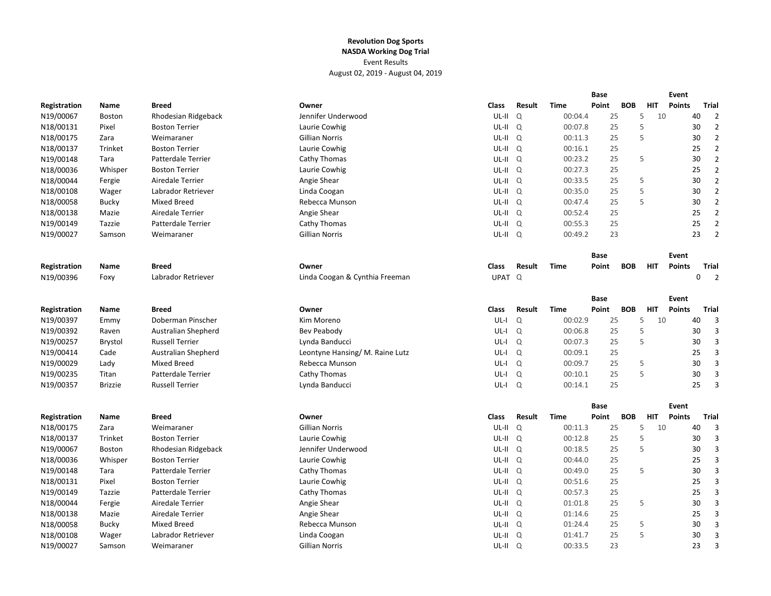**Revolution Dog Sports**
**NASDA Working Dog Trial**
Event Results
August 02, 2019 - August 04, 2019

| Registration | Name | Breed | Owner | Class | Result | Time | Base Point | BOB | HIT | Event Points | Trial |
|---|---|---|---|---|---|---|---|---|---|---|---|
| N19/00067 | Boston | Rhodesian Ridgeback | Jennifer Underwood | UL-II | Q | 00:04.4 | 25 | 5 | 10 | 40 | 2 |
| N18/00131 | Pixel | Boston Terrier | Laurie Cowhig | UL-II | Q | 00:07.8 | 25 | 5 | | 30 | 2 |
| N18/00175 | Zara | Weimaraner | Gillian Norris | UL-II | Q | 00:11.3 | 25 | 5 | | 30 | 2 |
| N18/00137 | Trinket | Boston Terrier | Laurie Cowhig | UL-II | Q | 00:16.1 | 25 | | | 25 | 2 |
| N19/00148 | Tara | Patterdale Terrier | Cathy Thomas | UL-II | Q | 00:23.2 | 25 | 5 | | 30 | 2 |
| N18/00036 | Whisper | Boston Terrier | Laurie Cowhig | UL-II | Q | 00:27.3 | 25 | | | 25 | 2 |
| N18/00044 | Fergie | Airedale Terrier | Angie Shear | UL-II | Q | 00:33.5 | 25 | 5 | | 30 | 2 |
| N18/00108 | Wager | Labrador Retriever | Linda Coogan | UL-II | Q | 00:35.0 | 25 | 5 | | 30 | 2 |
| N18/00058 | Bucky | Mixed Breed | Rebecca Munson | UL-II | Q | 00:47.4 | 25 | 5 | | 30 | 2 |
| N18/00138 | Mazie | Airedale Terrier | Angie Shear | UL-II | Q | 00:52.4 | 25 | | | 25 | 2 |
| N19/00149 | Tazzie | Patterdale Terrier | Cathy Thomas | UL-II | Q | 00:55.3 | 25 | | | 25 | 2 |
| N19/00027 | Samson | Weimaraner | Gillian Norris | UL-II | Q | 00:49.2 | 23 | | | 23 | 2 |

| Registration | Name | Breed | Owner | Class | Result | Time | Base Point | BOB | HIT | Event Points | Trial |
|---|---|---|---|---|---|---|---|---|---|---|---|
| N19/00396 | Foxy | Labrador Retriever | Linda Coogan & Cynthia Freeman | UPAT | Q | | | | | 0 | 2 |

| Registration | Name | Breed | Owner | Class | Result | Time | Base Point | BOB | HIT | Event Points | Trial |
|---|---|---|---|---|---|---|---|---|---|---|---|
| N19/00397 | Emmy | Doberman Pinscher | Kim Moreno | UL-I | Q | 00:02.9 | 25 | 5 | 10 | 40 | 3 |
| N19/00392 | Raven | Australian Shepherd | Bev Peabody | UL-I | Q | 00:06.8 | 25 | 5 | | 30 | 3 |
| N19/00257 | Brystol | Russell Terrier | Lynda Banducci | UL-I | Q | 00:07.3 | 25 | 5 | | 30 | 3 |
| N19/00414 | Cade | Australian Shepherd | Leontyne Hansing/ M. Raine Lutz | UL-I | Q | 00:09.1 | 25 | | | 25 | 3 |
| N19/00029 | Lady | Mixed Breed | Rebecca Munson | UL-I | Q | 00:09.7 | 25 | 5 | | 30 | 3 |
| N19/00235 | Titan | Patterdale Terrier | Cathy Thomas | UL-I | Q | 00:10.1 | 25 | 5 | | 30 | 3 |
| N19/00357 | Brizzie | Russell Terrier | Lynda Banducci | UL-I | Q | 00:14.1 | 25 | | | 25 | 3 |

| Registration | Name | Breed | Owner | Class | Result | Time | Base Point | BOB | HIT | Event Points | Trial |
|---|---|---|---|---|---|---|---|---|---|---|---|
| N18/00175 | Zara | Weimaraner | Gillian Norris | UL-II | Q | 00:11.3 | 25 | 5 | 10 | 40 | 3 |
| N18/00137 | Trinket | Boston Terrier | Laurie Cowhig | UL-II | Q | 00:12.8 | 25 | 5 | | 30 | 3 |
| N19/00067 | Boston | Rhodesian Ridgeback | Jennifer Underwood | UL-II | Q | 00:18.5 | 25 | 5 | | 30 | 3 |
| N18/00036 | Whisper | Boston Terrier | Laurie Cowhig | UL-II | Q | 00:44.0 | 25 | | | 25 | 3 |
| N19/00148 | Tara | Patterdale Terrier | Cathy Thomas | UL-II | Q | 00:49.0 | 25 | 5 | | 30 | 3 |
| N18/00131 | Pixel | Boston Terrier | Laurie Cowhig | UL-II | Q | 00:51.6 | 25 | | | 25 | 3 |
| N19/00149 | Tazzie | Patterdale Terrier | Cathy Thomas | UL-II | Q | 00:57.3 | 25 | | | 25 | 3 |
| N18/00044 | Fergie | Airedale Terrier | Angie Shear | UL-II | Q | 01:01.8 | 25 | 5 | | 30 | 3 |
| N18/00138 | Mazie | Airedale Terrier | Angie Shear | UL-II | Q | 01:14.6 | 25 | | | 25 | 3 |
| N18/00058 | Bucky | Mixed Breed | Rebecca Munson | UL-II | Q | 01:24.4 | 25 | 5 | | 30 | 3 |
| N18/00108 | Wager | Labrador Retriever | Linda Coogan | UL-II | Q | 01:41.7 | 25 | 5 | | 30 | 3 |
| N19/00027 | Samson | Weimaraner | Gillian Norris | UL-II | Q | 00:33.5 | 23 | | | 23 | 3 |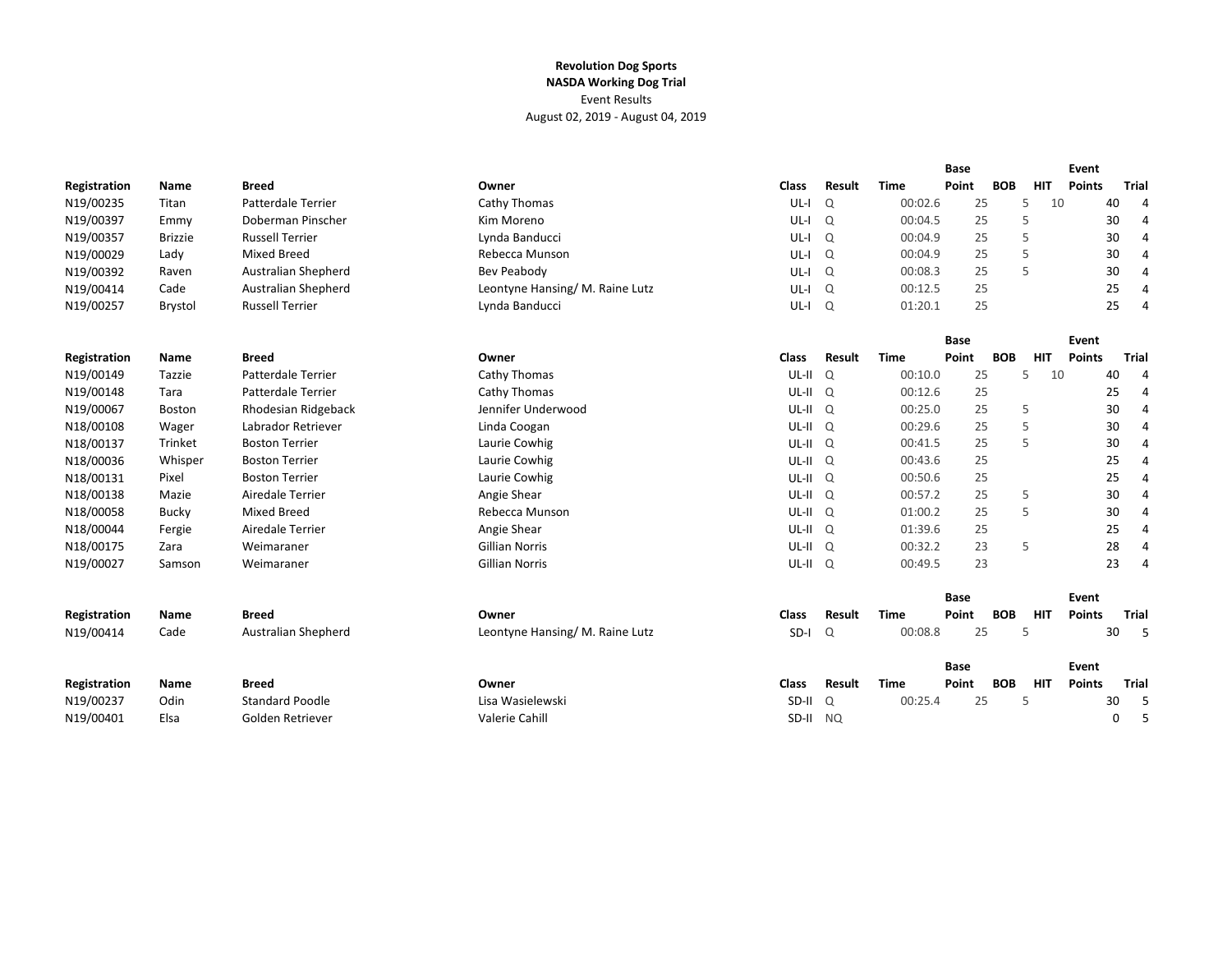**Revolution Dog Sports**

**NASDA Working Dog Trial**

Event Results

August 02, 2019 - August 04, 2019

| Registration | Name | Breed | Owner | Class | Result | Time | Base Point | BOB | HIT | Event Points | Trial |
|---|---|---|---|---|---|---|---|---|---|---|---|
| N19/00235 | Titan | Patterdale Terrier | Cathy Thomas | UL-I | Q | 00:02.6 | 25 | 5 | 10 | 40 | 4 |
| N19/00397 | Emmy | Doberman Pinscher | Kim Moreno | UL-I | Q | 00:04.5 | 25 | 5 | | 30 | 4 |
| N19/00357 | Brizzie | Russell Terrier | Lynda Banducci | UL-I | Q | 00:04.9 | 25 | 5 | | 30 | 4 |
| N19/00029 | Lady | Mixed Breed | Rebecca Munson | UL-I | Q | 00:04.9 | 25 | 5 | | 30 | 4 |
| N19/00392 | Raven | Australian Shepherd | Bev Peabody | UL-I | Q | 00:08.3 | 25 | 5 | | 30 | 4 |
| N19/00414 | Cade | Australian Shepherd | Leontyne Hansing/ M. Raine Lutz | UL-I | Q | 00:12.5 | 25 | | | 25 | 4 |
| N19/00257 | Brystol | Russell Terrier | Lynda Banducci | UL-I | Q | 01:20.1 | 25 | | | 25 | 4 |

| Registration | Name | Breed | Owner | Class | Result | Time | Base Point | BOB | HIT | Event Points | Trial |
|---|---|---|---|---|---|---|---|---|---|---|---|
| N19/00149 | Tazzie | Patterdale Terrier | Cathy Thomas | UL-II | Q | 00:10.0 | 25 | 5 | 10 | 40 | 4 |
| N19/00148 | Tara | Patterdale Terrier | Cathy Thomas | UL-II | Q | 00:12.6 | 25 | | | 25 | 4 |
| N19/00067 | Boston | Rhodesian Ridgeback | Jennifer Underwood | UL-II | Q | 00:25.0 | 25 | 5 | | 30 | 4 |
| N18/00108 | Wager | Labrador Retriever | Linda Coogan | UL-II | Q | 00:29.6 | 25 | 5 | | 30 | 4 |
| N18/00137 | Trinket | Boston Terrier | Laurie Cowhig | UL-II | Q | 00:41.5 | 25 | 5 | | 30 | 4 |
| N18/00036 | Whisper | Boston Terrier | Laurie Cowhig | UL-II | Q | 00:43.6 | 25 | | | 25 | 4 |
| N18/00131 | Pixel | Boston Terrier | Laurie Cowhig | UL-II | Q | 00:50.6 | 25 | | | 25 | 4 |
| N18/00138 | Mazie | Airedale Terrier | Angie Shear | UL-II | Q | 00:57.2 | 25 | 5 | | 30 | 4 |
| N18/00058 | Bucky | Mixed Breed | Rebecca Munson | UL-II | Q | 01:00.2 | 25 | 5 | | 30 | 4 |
| N18/00044 | Fergie | Airedale Terrier | Angie Shear | UL-II | Q | 01:39.6 | 25 | | | 25 | 4 |
| N18/00175 | Zara | Weimaraner | Gillian Norris | UL-II | Q | 00:32.2 | 23 | 5 | | 28 | 4 |
| N19/00027 | Samson | Weimaraner | Gillian Norris | UL-II | Q | 00:49.5 | 23 | | | 23 | 4 |

| Registration | Name | Breed | Owner | Class | Result | Time | Base Point | BOB | HIT | Event Points | Trial |
|---|---|---|---|---|---|---|---|---|---|---|---|
| N19/00414 | Cade | Australian Shepherd | Leontyne Hansing/ M. Raine Lutz | SD-I | Q | 00:08.8 | 25 | 5 | | 30 | 5 |

| Registration | Name | Breed | Owner | Class | Result | Time | Base Point | BOB | HIT | Event Points | Trial |
|---|---|---|---|---|---|---|---|---|---|---|---|
| N19/00237 | Odin | Standard Poodle | Lisa Wasielewski | SD-II | Q | 00:25.4 | 25 | 5 | | 30 | 5 |
| N19/00401 | Elsa | Golden Retriever | Valerie Cahill | SD-II | NQ | | | | | 0 | 5 |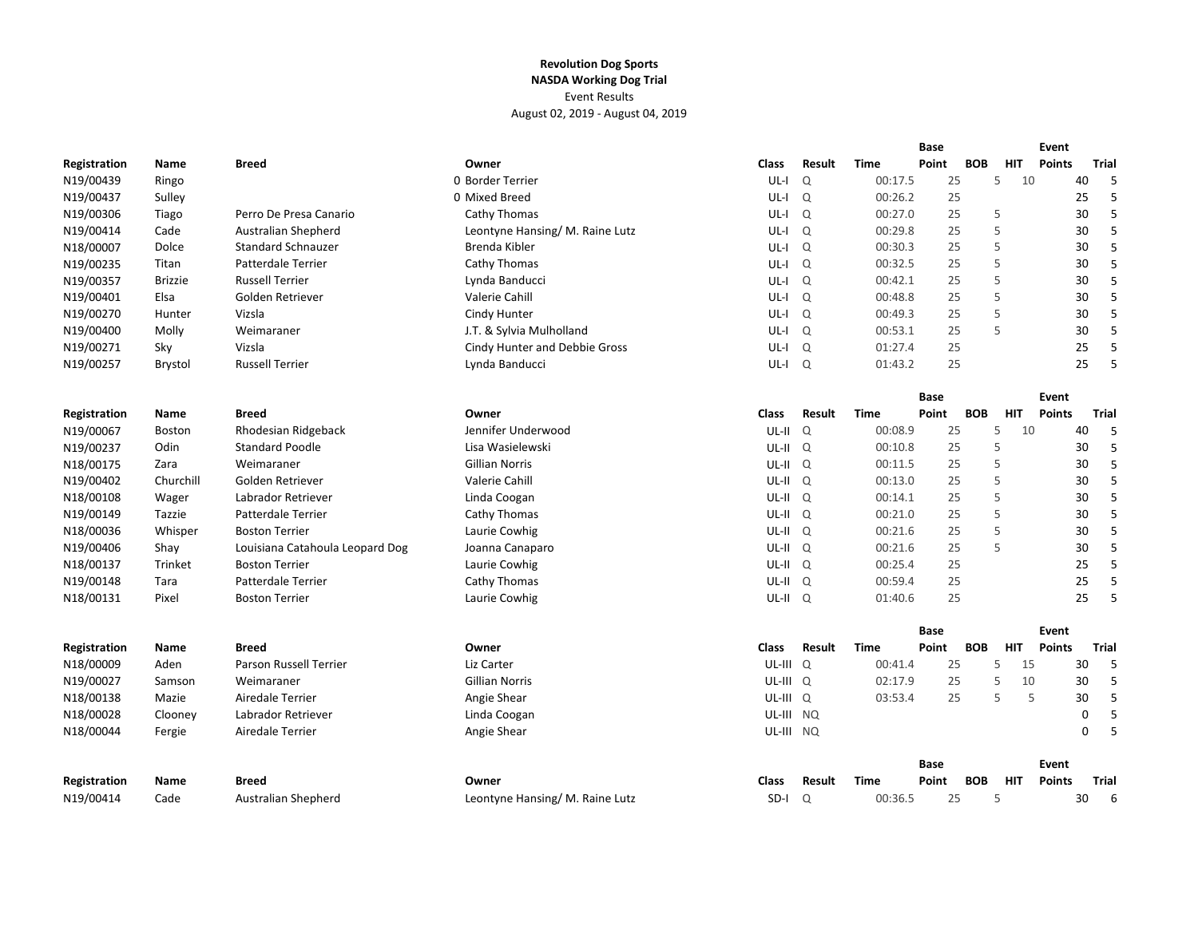**Revolution Dog Sports**
**NASDA Working Dog Trial**
Event Results
August 02, 2019 - August 04, 2019

| Registration | Name | Breed | Owner | Class | Result | Time | Base Point | BOB | HIT | Event Points | Trial |
|---|---|---|---|---|---|---|---|---|---|---|---|
| N19/00439 | Ringo | | 0 Border Terrier | UL-I | Q | 00:17.5 | 25 | 5 | 10 | 40 | 5 |
| N19/00437 | Sulley | | 0 Mixed Breed | UL-I | Q | 00:26.2 | 25 | | | 25 | 5 |
| N19/00306 | Tiago | Perro De Presa Canario | Cathy Thomas | UL-I | Q | 00:27.0 | 25 | 5 | | 30 | 5 |
| N19/00414 | Cade | Australian Shepherd | Leontyne Hansing/ M. Raine Lutz | UL-I | Q | 00:29.8 | 25 | 5 | | 30 | 5 |
| N18/00007 | Dolce | Standard Schnauzer | Brenda Kibler | UL-I | Q | 00:30.3 | 25 | 5 | | 30 | 5 |
| N19/00235 | Titan | Patterdale Terrier | Cathy Thomas | UL-I | Q | 00:32.5 | 25 | 5 | | 30 | 5 |
| N19/00357 | Brizzie | Russell Terrier | Lynda Banducci | UL-I | Q | 00:42.1 | 25 | 5 | | 30 | 5 |
| N19/00401 | Elsa | Golden Retriever | Valerie Cahill | UL-I | Q | 00:48.8 | 25 | 5 | | 30 | 5 |
| N19/00270 | Hunter | Vizsla | Cindy Hunter | UL-I | Q | 00:49.3 | 25 | 5 | | 30 | 5 |
| N19/00400 | Molly | Weimaraner | J.T. & Sylvia Mulholland | UL-I | Q | 00:53.1 | 25 | 5 | | 30 | 5 |
| N19/00271 | Sky | Vizsla | Cindy Hunter and Debbie Gross | UL-I | Q | 01:27.4 | 25 | | | 25 | 5 |
| N19/00257 | Brystol | Russell Terrier | Lynda Banducci | UL-I | Q | 01:43.2 | 25 | | | 25 | 5 |

| Registration | Name | Breed | Owner | Class | Result | Time | Base Point | BOB | HIT | Event Points | Trial |
|---|---|---|---|---|---|---|---|---|---|---|---|
| N19/00067 | Boston | Rhodesian Ridgeback | Jennifer Underwood | UL-II | Q | 00:08.9 | 25 | 5 | 10 | 40 | 5 |
| N19/00237 | Odin | Standard Poodle | Lisa Wasielewski | UL-II | Q | 00:10.8 | 25 | 5 | | 30 | 5 |
| N18/00175 | Zara | Weimaraner | Gillian Norris | UL-II | Q | 00:11.5 | 25 | 5 | | 30 | 5 |
| N19/00402 | Churchill | Golden Retriever | Valerie Cahill | UL-II | Q | 00:13.0 | 25 | 5 | | 30 | 5 |
| N18/00108 | Wager | Labrador Retriever | Linda Coogan | UL-II | Q | 00:14.1 | 25 | 5 | | 30 | 5 |
| N19/00149 | Tazzie | Patterdale Terrier | Cathy Thomas | UL-II | Q | 00:21.0 | 25 | 5 | | 30 | 5 |
| N18/00036 | Whisper | Boston Terrier | Laurie Cowhig | UL-II | Q | 00:21.6 | 25 | 5 | | 30 | 5 |
| N19/00406 | Shay | Louisiana Catahoula Leopard Dog | Joanna Canaparo | UL-II | Q | 00:21.6 | 25 | 5 | | 30 | 5 |
| N18/00137 | Trinket | Boston Terrier | Laurie Cowhig | UL-II | Q | 00:25.4 | 25 | | | 25 | 5 |
| N19/00148 | Tara | Patterdale Terrier | Cathy Thomas | UL-II | Q | 00:59.4 | 25 | | | 25 | 5 |
| N18/00131 | Pixel | Boston Terrier | Laurie Cowhig | UL-II | Q | 01:40.6 | 25 | | | 25 | 5 |

| Registration | Name | Breed | Owner | Class | Result | Time | Base Point | BOB | HIT | Event Points | Trial |
|---|---|---|---|---|---|---|---|---|---|---|---|
| N18/00009 | Aden | Parson Russell Terrier | Liz Carter | UL-III | Q | 00:41.4 | 25 | 5 | 15 | 30 | 5 |
| N19/00027 | Samson | Weimaraner | Gillian Norris | UL-III | Q | 02:17.9 | 25 | 5 | 10 | 30 | 5 |
| N18/00138 | Mazie | Airedale Terrier | Angie Shear | UL-III | Q | 03:53.4 | 25 | 5 | 5 | 30 | 5 |
| N18/00028 | Clooney | Labrador Retriever | Linda Coogan | UL-III | NQ | | | | | 0 | 5 |
| N18/00044 | Fergie | Airedale Terrier | Angie Shear | UL-III | NQ | | | | | 0 | 5 |

| Registration | Name | Breed | Owner | Class | Result | Time | Base Point | BOB | HIT | Event Points | Trial |
|---|---|---|---|---|---|---|---|---|---|---|---|
| N19/00414 | Cade | Australian Shepherd | Leontyne Hansing/ M. Raine Lutz | SD-I | Q | 00:36.5 | 25 | 5 | | 30 | 6 |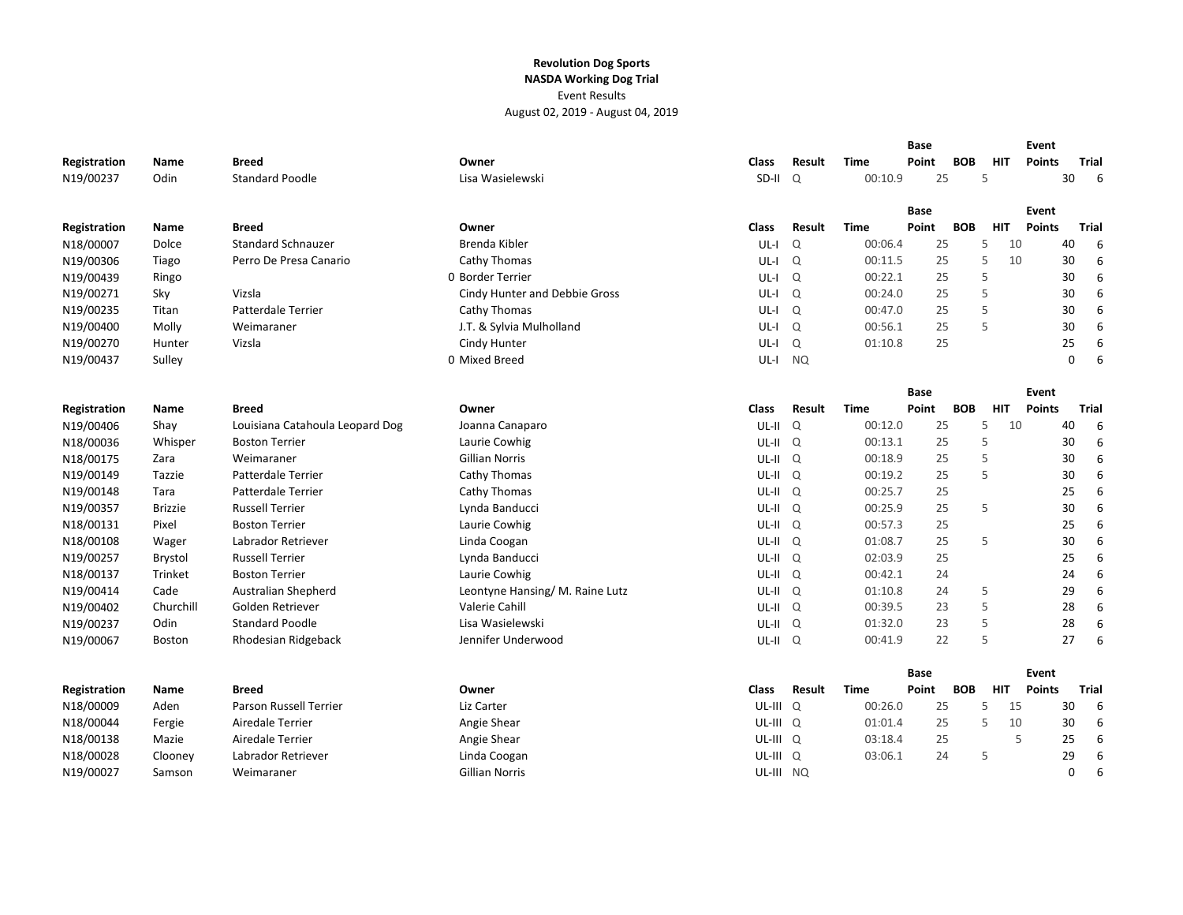**Revolution Dog Sports**
**NASDA Working Dog Trial**
Event Results
August 02, 2019 - August 04, 2019

| Registration | Name | Breed | Owner | Class | Result | Time | Base Point | BOB | HIT | Event Points | Trial |
|---|---|---|---|---|---|---|---|---|---|---|---|
| N19/00237 | Odin | Standard Poodle | Lisa Wasielewski | SD-II | Q | 00:10.9 | 25 | 5 | | 30 | 6 |

| Registration | Name | Breed | Owner | Class | Result | Time | Base Point | BOB | HIT | Event Points | Trial |
|---|---|---|---|---|---|---|---|---|---|---|---|
| N18/00007 | Dolce | Standard Schnauzer | Brenda Kibler | UL-I | Q | 00:06.4 | 25 | 5 | 10 | 40 | 6 |
| N19/00306 | Tiago | Perro De Presa Canario | Cathy Thomas | UL-I | Q | 00:11.5 | 25 | 5 | 10 | 30 | 6 |
| N19/00439 | Ringo | 0 | Border Terrier | UL-I | Q | 00:22.1 | 25 | 5 | | 30 | 6 |
| N19/00271 | Sky | Vizsla | Cindy Hunter and Debbie Gross | UL-I | Q | 00:24.0 | 25 | 5 | | 30 | 6 |
| N19/00235 | Titan | Patterdale Terrier | Cathy Thomas | UL-I | Q | 00:47.0 | 25 | 5 | | 30 | 6 |
| N19/00400 | Molly | Weimaraner | J.T. & Sylvia Mulholland | UL-I | Q | 00:56.1 | 25 | 5 | | 30 | 6 |
| N19/00270 | Hunter | Vizsla | Cindy Hunter | UL-I | Q | 01:10.8 | 25 | | | 25 | 6 |
| N19/00437 | Sulley | 0 | Mixed Breed | UL-I | NQ | | | | | 0 | 6 |

| Registration | Name | Breed | Owner | Class | Result | Time | Base Point | BOB | HIT | Event Points | Trial |
|---|---|---|---|---|---|---|---|---|---|---|---|
| N19/00406 | Shay | Louisiana Catahoula Leopard Dog | Joanna Canaparo | UL-II | Q | 00:12.0 | 25 | 5 | 10 | 40 | 6 |
| N18/00036 | Whisper | Boston Terrier | Laurie Cowhig | UL-II | Q | 00:13.1 | 25 | 5 | | 30 | 6 |
| N18/00175 | Zara | Weimaraner | Gillian Norris | UL-II | Q | 00:18.9 | 25 | 5 | | 30 | 6 |
| N19/00149 | Tazzie | Patterdale Terrier | Cathy Thomas | UL-II | Q | 00:19.2 | 25 | 5 | | 30 | 6 |
| N19/00148 | Tara | Patterdale Terrier | Cathy Thomas | UL-II | Q | 00:25.7 | 25 | | | 25 | 6 |
| N19/00357 | Brizzie | Russell Terrier | Lynda Banducci | UL-II | Q | 00:25.9 | 25 | 5 | | 30 | 6 |
| N18/00131 | Pixel | Boston Terrier | Laurie Cowhig | UL-II | Q | 00:57.3 | 25 | | | 25 | 6 |
| N18/00108 | Wager | Labrador Retriever | Linda Coogan | UL-II | Q | 01:08.7 | 25 | 5 | | 30 | 6 |
| N19/00257 | Brystol | Russell Terrier | Lynda Banducci | UL-II | Q | 02:03.9 | 25 | | | 25 | 6 |
| N18/00137 | Trinket | Boston Terrier | Laurie Cowhig | UL-II | Q | 00:42.1 | 24 | | | 24 | 6 |
| N19/00414 | Cade | Australian Shepherd | Leontyne Hansing/ M. Raine Lutz | UL-II | Q | 01:10.8 | 24 | 5 | | 29 | 6 |
| N19/00402 | Churchill | Golden Retriever | Valerie Cahill | UL-II | Q | 00:39.5 | 23 | 5 | | 28 | 6 |
| N19/00237 | Odin | Standard Poodle | Lisa Wasielewski | UL-II | Q | 01:32.0 | 23 | 5 | | 28 | 6 |
| N19/00067 | Boston | Rhodesian Ridgeback | Jennifer Underwood | UL-II | Q | 00:41.9 | 22 | 5 | | 27 | 6 |

| Registration | Name | Breed | Owner | Class | Result | Time | Base Point | BOB | HIT | Event Points | Trial |
|---|---|---|---|---|---|---|---|---|---|---|---|
| N18/00009 | Aden | Parson Russell Terrier | Liz Carter | UL-III | Q | 00:26.0 | 25 | 5 | 15 | 30 | 6 |
| N18/00044 | Fergie | Airedale Terrier | Angie Shear | UL-III | Q | 01:01.4 | 25 | 5 | 10 | 30 | 6 |
| N18/00138 | Mazie | Airedale Terrier | Angie Shear | UL-III | Q | 03:18.4 | 25 | | 5 | 25 | 6 |
| N18/00028 | Clooney | Labrador Retriever | Linda Coogan | UL-III | Q | 03:06.1 | 24 | 5 | | 29 | 6 |
| N19/00027 | Samson | Weimaraner | Gillian Norris | UL-III | NQ | | | | | 0 | 6 |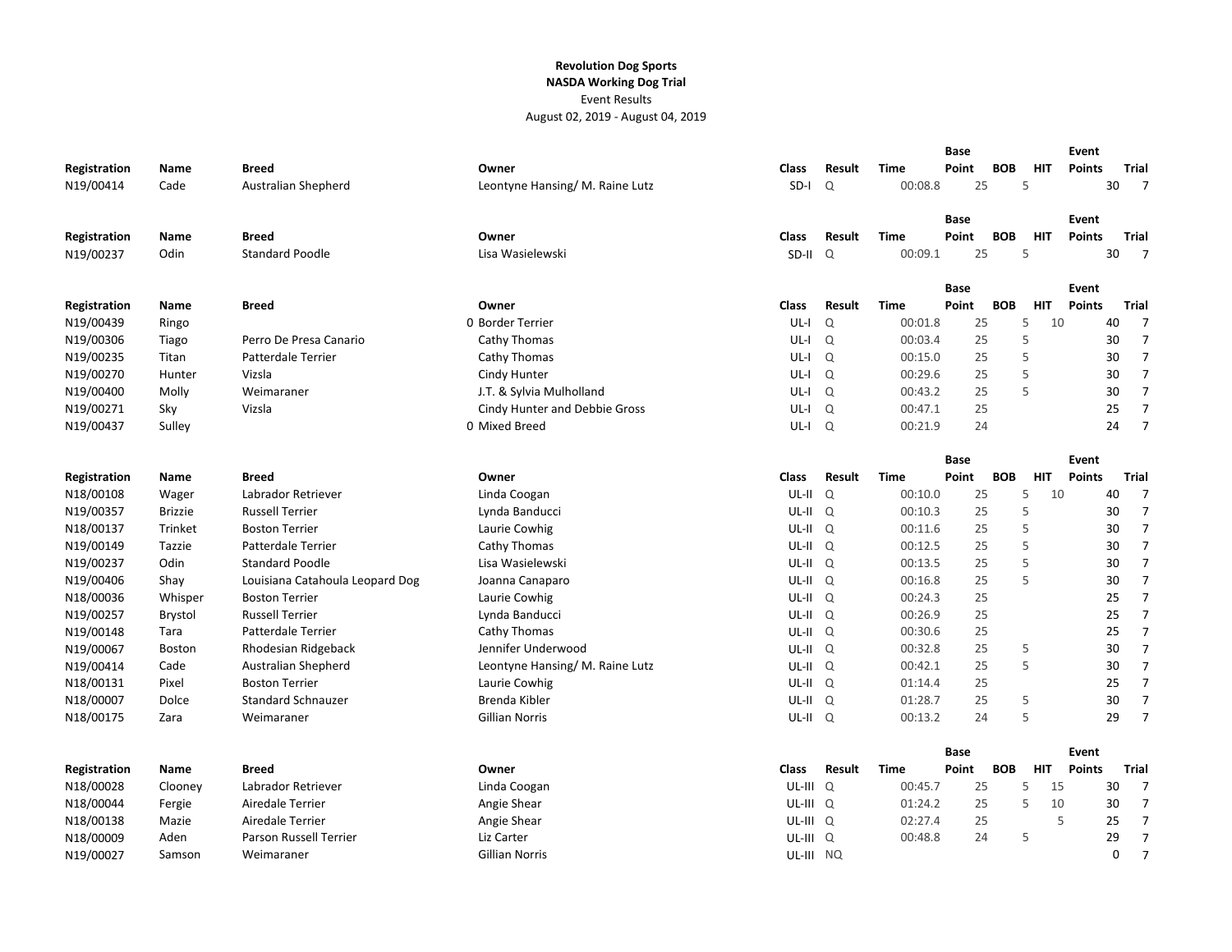**Revolution Dog Sports**

**NASDA Working Dog Trial**

Event Results

August 02, 2019 - August 04, 2019

| Registration | Name | Breed | Owner | Class | Result | Time | Base Point | BOB | HIT | Event Points | Trial |
|---|---|---|---|---|---|---|---|---|---|---|---|
| N19/00414 | Cade | Australian Shepherd | Leontyne Hansing/ M. Raine Lutz | SD-I | Q | 00:08.8 | 25 | 5 | | 30 | 7 |

| Registration | Name | Breed | Owner | Class | Result | Time | Base Point | BOB | HIT | Event Points | Trial |
|---|---|---|---|---|---|---|---|---|---|---|---|
| N19/00237 | Odin | Standard Poodle | Lisa Wasielewski | SD-II | Q | 00:09.1 | 25 | 5 | | 30 | 7 |

| Registration | Name | Breed | Owner | Class | Result | Time | Base Point | BOB | HIT | Event Points | Trial |
|---|---|---|---|---|---|---|---|---|---|---|---|
| N19/00439 | Ringo | 0 | Border Terrier | UL-I | Q | 00:01.8 | 25 | 5 | 10 | 40 | 7 |
| N19/00306 | Tiago | Perro De Presa Canario | Cathy Thomas | UL-I | Q | 00:03.4 | 25 | 5 | | 30 | 7 |
| N19/00235 | Titan | Patterdale Terrier | Cathy Thomas | UL-I | Q | 00:15.0 | 25 | 5 | | 30 | 7 |
| N19/00270 | Hunter | Vizsla | Cindy Hunter | UL-I | Q | 00:29.6 | 25 | 5 | | 30 | 7 |
| N19/00400 | Molly | Weimaraner | J.T. & Sylvia Mulholland | UL-I | Q | 00:43.2 | 25 | 5 | | 30 | 7 |
| N19/00271 | Sky | Vizsla | Cindy Hunter and Debbie Gross | UL-I | Q | 00:47.1 | 25 | | | 25 | 7 |
| N19/00437 | Sulley | 0 | Mixed Breed | UL-I | Q | 00:21.9 | 24 | | | 24 | 7 |

| Registration | Name | Breed | Owner | Class | Result | Time | Base Point | BOB | HIT | Event Points | Trial |
|---|---|---|---|---|---|---|---|---|---|---|---|
| N18/00108 | Wager | Labrador Retriever | Linda Coogan | UL-II | Q | 00:10.0 | 25 | 5 | 10 | 40 | 7 |
| N19/00357 | Brizzie | Russell Terrier | Lynda Banducci | UL-II | Q | 00:10.3 | 25 | 5 | | 30 | 7 |
| N18/00137 | Trinket | Boston Terrier | Laurie Cowhig | UL-II | Q | 00:11.6 | 25 | 5 | | 30 | 7 |
| N19/00149 | Tazzie | Patterdale Terrier | Cathy Thomas | UL-II | Q | 00:12.5 | 25 | 5 | | 30 | 7 |
| N19/00237 | Odin | Standard Poodle | Lisa Wasielewski | UL-II | Q | 00:13.5 | 25 | 5 | | 30 | 7 |
| N19/00406 | Shay | Louisiana Catahoula Leopard Dog | Joanna Canaparo | UL-II | Q | 00:16.8 | 25 | 5 | | 30 | 7 |
| N18/00036 | Whisper | Boston Terrier | Laurie Cowhig | UL-II | Q | 00:24.3 | 25 | | | 25 | 7 |
| N19/00257 | Brystol | Russell Terrier | Lynda Banducci | UL-II | Q | 00:26.9 | 25 | | | 25 | 7 |
| N19/00148 | Tara | Patterdale Terrier | Cathy Thomas | UL-II | Q | 00:30.6 | 25 | | | 25 | 7 |
| N19/00067 | Boston | Rhodesian Ridgeback | Jennifer Underwood | UL-II | Q | 00:32.8 | 25 | 5 | | 30 | 7 |
| N19/00414 | Cade | Australian Shepherd | Leontyne Hansing/ M. Raine Lutz | UL-II | Q | 00:42.1 | 25 | 5 | | 30 | 7 |
| N18/00131 | Pixel | Boston Terrier | Laurie Cowhig | UL-II | Q | 01:14.4 | 25 | | | 25 | 7 |
| N18/00007 | Dolce | Standard Schnauzer | Brenda Kibler | UL-II | Q | 01:28.7 | 25 | 5 | | 30 | 7 |
| N18/00175 | Zara | Weimaraner | Gillian Norris | UL-II | Q | 00:13.2 | 24 | 5 | | 29 | 7 |

| Registration | Name | Breed | Owner | Class | Result | Time | Base Point | BOB | HIT | Event Points | Trial |
|---|---|---|---|---|---|---|---|---|---|---|---|
| N18/00028 | Clooney | Labrador Retriever | Linda Coogan | UL-III | Q | 00:45.7 | 25 | 5 | 15 | 30 | 7 |
| N18/00044 | Fergie | Airedale Terrier | Angie Shear | UL-III | Q | 01:24.2 | 25 | 5 | 10 | 30 | 7 |
| N18/00138 | Mazie | Airedale Terrier | Angie Shear | UL-III | Q | 02:27.4 | 25 | | 5 | 25 | 7 |
| N18/00009 | Aden | Parson Russell Terrier | Liz Carter | UL-III | Q | 00:48.8 | 24 | 5 | | 29 | 7 |
| N19/00027 | Samson | Weimaraner | Gillian Norris | UL-III | NQ | | | | | 0 | 7 |